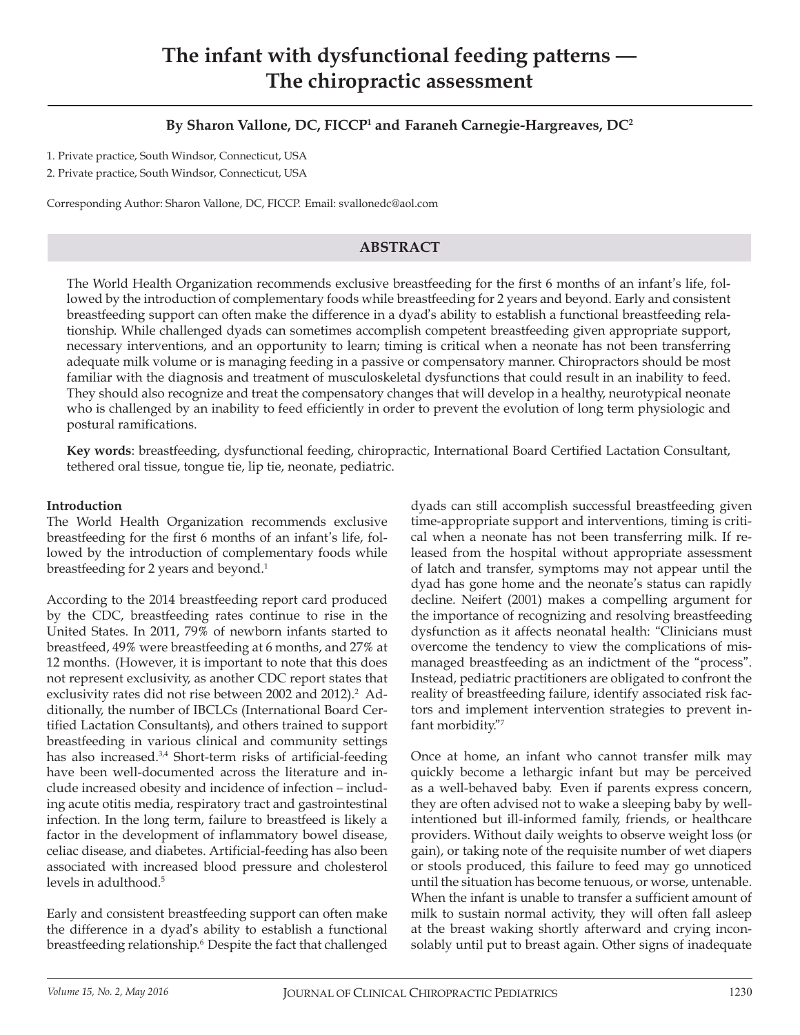# The infant with dysfunctional feeding patterns — The chiropractic assessment

**By Sharon Vallone, DC, FICCP[1] and Faraneh Carnegie-Hargreaves, DC[2]**

1. Private practice, South Windsor, Connecticut, USA
2. Private practice, South Windsor, Connecticut, USA

Corresponding Author: Sharon Vallone, DC, FICCP. Email: svallonedc@aol.com

## ABSTRACT

The World Health Organization recommends exclusive breastfeeding for the first 6 months of an infant's life, followed by the introduction of complementary foods while breastfeeding for 2 years and beyond. Early and consistent breastfeeding support can often make the difference in a dyad's ability to establish a functional breastfeeding relationship. While challenged dyads can sometimes accomplish competent breastfeeding given appropriate support, necessary interventions, and an opportunity to learn; timing is critical when a neonate has not been transferring adequate milk volume or is managing feeding in a passive or compensatory manner. Chiropractors should be most familiar with the diagnosis and treatment of musculoskeletal dysfunctions that could result in an inability to feed. They should also recognize and treat the compensatory changes that will develop in a healthy, neurotypical neonate who is challenged by an inability to feed efficiently in order to prevent the evolution of long term physiologic and postural ramifications.

**Key words**: breastfeeding, dysfunctional feeding, chiropractic, International Board Certified Lactation Consultant, tethered oral tissue, tongue tie, lip tie, neonate, pediatric.

### Introduction

The World Health Organization recommends exclusive breastfeeding for the first 6 months of an infant's life, followed by the introduction of complementary foods while breastfeeding for 2 years and beyond.[1]

According to the 2014 breastfeeding report card produced by the CDC, breastfeeding rates continue to rise in the United States. In 2011, 79% of newborn infants started to breastfeed, 49% were breastfeeding at 6 months, and 27% at 12 months. (However, it is important to note that this does not represent exclusivity, as another CDC report states that exclusivity rates did not rise between 2002 and 2012).[2] Additionally, the number of IBCLCs (International Board Certified Lactation Consultants), and others trained to support breastfeeding in various clinical and community settings has also increased.[3,4] Short-term risks of artificial-feeding have been well-documented across the literature and include increased obesity and incidence of infection – including acute otitis media, respiratory tract and gastrointestinal infection. In the long term, failure to breastfeed is likely a factor in the development of inflammatory bowel disease, celiac disease, and diabetes. Artificial-feeding has also been associated with increased blood pressure and cholesterol levels in adulthood.[5]

Early and consistent breastfeeding support can often make the difference in a dyad's ability to establish a functional breastfeeding relationship.[6] Despite the fact that challenged dyads can still accomplish successful breastfeeding given time-appropriate support and interventions, timing is critical when a neonate has not been transferring milk. If released from the hospital without appropriate assessment of latch and transfer, symptoms may not appear until the dyad has gone home and the neonate's status can rapidly decline. Neifert (2001) makes a compelling argument for the importance of recognizing and resolving breastfeeding dysfunction as it affects neonatal health: "Clinicians must overcome the tendency to view the complications of mismanaged breastfeeding as an indictment of the "process". Instead, pediatric practitioners are obligated to confront the reality of breastfeeding failure, identify associated risk factors and implement intervention strategies to prevent infant morbidity."[7]

Once at home, an infant who cannot transfer milk may quickly become a lethargic infant but may be perceived as a well-behaved baby. Even if parents express concern, they are often advised not to wake a sleeping baby by well-intentioned but ill-informed family, friends, or healthcare providers. Without daily weights to observe weight loss (or gain), or taking note of the requisite number of wet diapers or stools produced, this failure to feed may go unnoticed until the situation has become tenuous, or worse, untenable. When the infant is unable to transfer a sufficient amount of milk to sustain normal activity, they will often fall asleep at the breast waking shortly afterward and crying inconsolably until put to breast again. Other signs of inadequate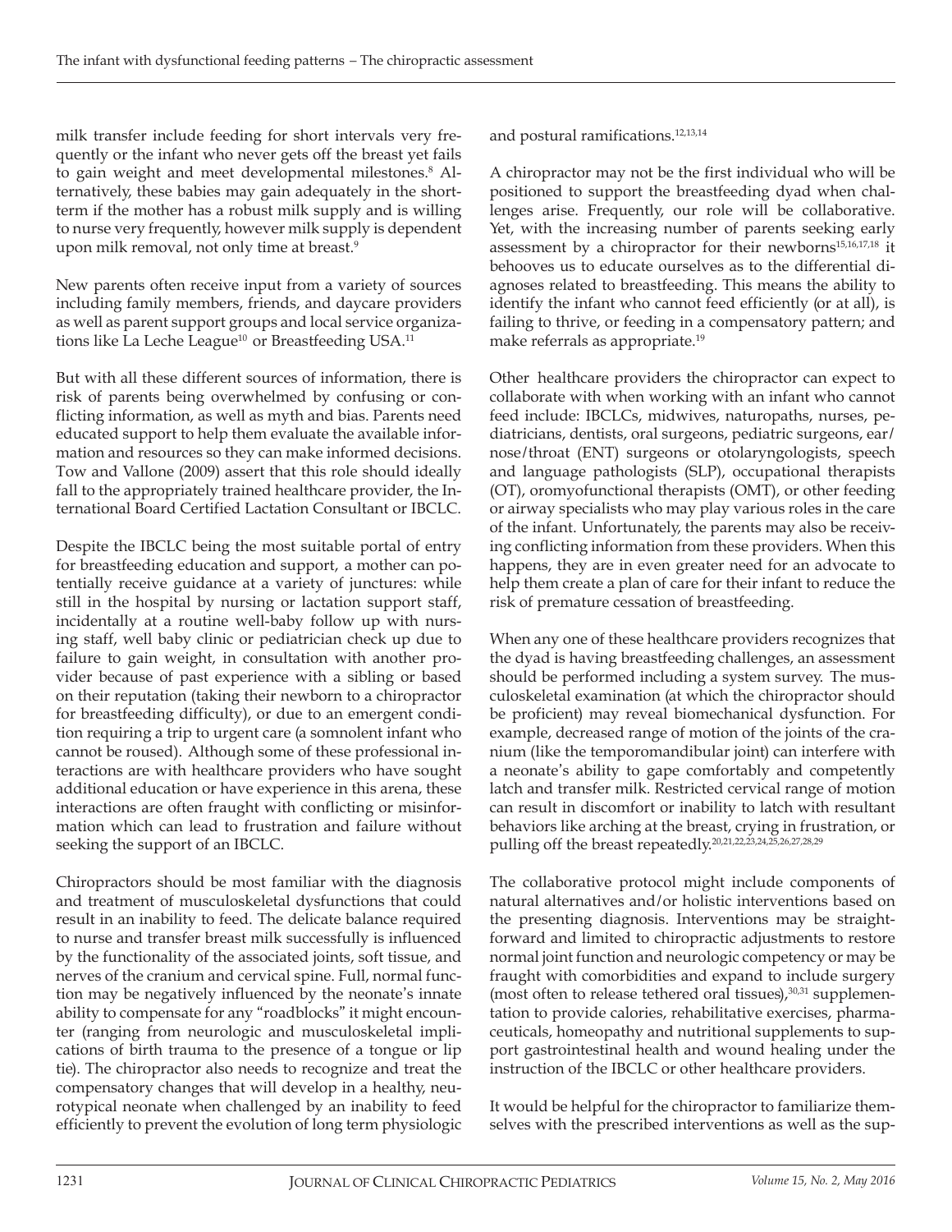milk transfer include feeding for short intervals very frequently or the infant who never gets off the breast yet fails to gain weight and meet developmental milestones.[8] Alternatively, these babies may gain adequately in the short-term if the mother has a robust milk supply and is willing to nurse very frequently, however milk supply is dependent upon milk removal, not only time at breast.[9]

New parents often receive input from a variety of sources including family members, friends, and daycare providers as well as parent support groups and local service organizations like La Leche League[10] or Breastfeeding USA.[11]

But with all these different sources of information, there is risk of parents being overwhelmed by confusing or conflicting information, as well as myth and bias. Parents need educated support to help them evaluate the available information and resources so they can make informed decisions. Tow and Vallone (2009) assert that this role should ideally fall to the appropriately trained healthcare provider, the International Board Certified Lactation Consultant or IBCLC.

Despite the IBCLC being the most suitable portal of entry for breastfeeding education and support, a mother can potentially receive guidance at a variety of junctures: while still in the hospital by nursing or lactation support staff, incidentally at a routine well-baby follow up with nursing staff, well baby clinic or pediatrician check up due to failure to gain weight, in consultation with another provider because of past experience with a sibling or based on their reputation (taking their newborn to a chiropractor for breastfeeding difficulty), or due to an emergent condition requiring a trip to urgent care (a somnolent infant who cannot be roused). Although some of these professional interactions are with healthcare providers who have sought additional education or have experience in this arena, these interactions are often fraught with conflicting or misinformation which can lead to frustration and failure without seeking the support of an IBCLC.

Chiropractors should be most familiar with the diagnosis and treatment of musculoskeletal dysfunctions that could result in an inability to feed. The delicate balance required to nurse and transfer breast milk successfully is influenced by the functionality of the associated joints, soft tissue, and nerves of the cranium and cervical spine. Full, normal function may be negatively influenced by the neonate's innate ability to compensate for any "roadblocks" it might encounter (ranging from neurologic and musculoskeletal implications of birth trauma to the presence of a tongue or lip tie). The chiropractor also needs to recognize and treat the compensatory changes that will develop in a healthy, neurotypical neonate when challenged by an inability to feed efficiently to prevent the evolution of long term physiologic and postural ramifications.[12,13,14]

A chiropractor may not be the first individual who will be positioned to support the breastfeeding dyad when challenges arise. Frequently, our role will be collaborative. Yet, with the increasing number of parents seeking early assessment by a chiropractor for their newborns[15,16,17,18] it behooves us to educate ourselves as to the differential diagnoses related to breastfeeding. This means the ability to identify the infant who cannot feed efficiently (or at all), is failing to thrive, or feeding in a compensatory pattern; and make referrals as appropriate.[19]

Other healthcare providers the chiropractor can expect to collaborate with when working with an infant who cannot feed include: IBCLCs, midwives, naturopaths, nurses, pediatricians, dentists, oral surgeons, pediatric surgeons, ear/nose/throat (ENT) surgeons or otolaryngologists, speech and language pathologists (SLP), occupational therapists (OT), oromyofunctional therapists (OMT), or other feeding or airway specialists who may play various roles in the care of the infant. Unfortunately, the parents may also be receiving conflicting information from these providers. When this happens, they are in even greater need for an advocate to help them create a plan of care for their infant to reduce the risk of premature cessation of breastfeeding.

When any one of these healthcare providers recognizes that the dyad is having breastfeeding challenges, an assessment should be performed including a system survey. The musculoskeletal examination (at which the chiropractor should be proficient) may reveal biomechanical dysfunction. For example, decreased range of motion of the joints of the cranium (like the temporomandibular joint) can interfere with a neonate's ability to gape comfortably and competently latch and transfer milk. Restricted cervical range of motion can result in discomfort or inability to latch with resultant behaviors like arching at the breast, crying in frustration, or pulling off the breast repeatedly.[20,21,22,23,24,25,26,27,28,29]

The collaborative protocol might include components of natural alternatives and/or holistic interventions based on the presenting diagnosis. Interventions may be straightforward and limited to chiropractic adjustments to restore normal joint function and neurologic competency or may be fraught with comorbidities and expand to include surgery (most often to release tethered oral tissues),[30,31] supplementation to provide calories, rehabilitative exercises, pharmaceuticals, homeopathy and nutritional supplements to support gastrointestinal health and wound healing under the instruction of the IBCLC or other healthcare providers.

It would be helpful for the chiropractor to familiarize themselves with the prescribed interventions as well as the sup-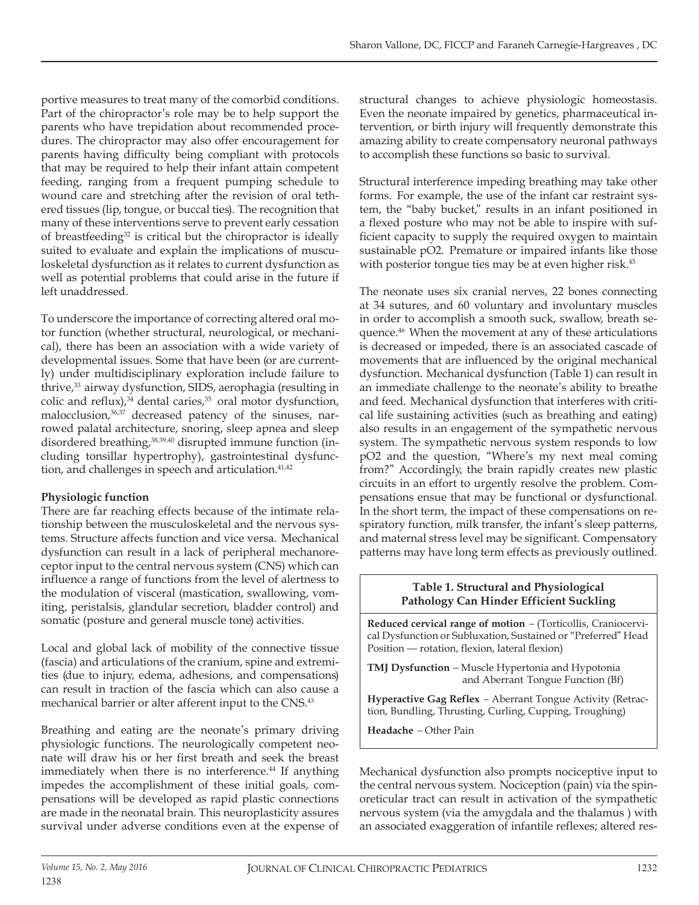portive measures to treat many of the comorbid conditions. Part of the chiropractor's role may be to help support the parents who have trepidation about recommended procedures. The chiropractor may also offer encouragement for parents having difficulty being compliant with protocols that may be required to help their infant attain competent feeding, ranging from a frequent pumping schedule to wound care and stretching after the revision of oral tethered tissues (lip, tongue, or buccal ties). The recognition that many of these interventions serve to prevent early cessation of breastfeeding[32] is critical but the chiropractor is ideally suited to evaluate and explain the implications of musculoskeletal dysfunction as it relates to current dysfunction as well as potential problems that could arise in the future if left unaddressed.

To underscore the importance of correcting altered oral motor function (whether structural, neurological, or mechanical), there has been an association with a wide variety of developmental issues. Some that have been (or are currently) under multidisciplinary exploration include failure to thrive,[33] airway dysfunction, SIDS, aerophagia (resulting in colic and reflux),[34] dental caries,[35] oral motor dysfunction, malocclusion,[36,37] decreased patency of the sinuses, narrowed palatal architecture, snoring, sleep apnea and sleep disordered breathing,[38,39,40] disrupted immune function (including tonsillar hypertrophy), gastrointestinal dysfunction, and challenges in speech and articulation.[41,42]

**Physiologic function**

There are far reaching effects because of the intimate relationship between the musculoskeletal and the nervous systems. Structure affects function and vice versa. Mechanical dysfunction can result in a lack of peripheral mechanoreceptor input to the central nervous system (CNS) which can influence a range of functions from the level of alertness to the modulation of visceral (mastication, swallowing, vomiting, peristalsis, glandular secretion, bladder control) and somatic (posture and general muscle tone) activities.

Local and global lack of mobility of the connective tissue (fascia) and articulations of the cranium, spine and extremities (due to injury, edema, adhesions, and compensations) can result in traction of the fascia which can also cause a mechanical barrier or alter afferent input to the CNS.[43]

Breathing and eating are the neonate's primary driving physiologic functions. The neurologically competent neonate will draw his or her first breath and seek the breast immediately when there is no interference.[44] If anything impedes the accomplishment of these initial goals, compensations will be developed as rapid plastic connections are made in the neonatal brain. This neuroplasticity assures survival under adverse conditions even at the expense of structural changes to achieve physiologic homeostasis. Even the neonate impaired by genetics, pharmaceutical intervention, or birth injury will frequently demonstrate this amazing ability to create compensatory neuronal pathways to accomplish these functions so basic to survival.

Structural interference impeding breathing may take other forms. For example, the use of the infant car restraint system, the "baby bucket," results in an infant positioned in a flexed posture who may not be able to inspire with sufficient capacity to supply the required oxygen to maintain sustainable $pO_2$. Premature or impaired infants like those with posterior tongue ties may be at even higher risk.[45]

The neonate uses six cranial nerves, 22 bones connecting at 34 sutures, and 60 voluntary and involuntary muscles in order to accomplish a smooth suck, swallow, breath sequence.[46] When the movement at any of these articulations is decreased or impeded, there is an associated cascade of movements that are influenced by the original mechanical dysfunction. Mechanical dysfunction (Table 1) can result in an immediate challenge to the neonate's ability to breathe and feed. Mechanical dysfunction that interferes with critical life sustaining activities (such as breathing and eating) also results in an engagement of the sympathetic nervous system. The sympathetic nervous system responds to low $pO_2$ and the question, "Where's my next meal coming from?" Accordingly, the brain rapidly creates new plastic circuits in an effort to urgently resolve the problem. Compensations ensue that may be functional or dysfunctional. In the short term, the impact of these compensations on respiratory function, milk transfer, the infant's sleep patterns, and maternal stress level may be significant. Compensatory patterns may have long term effects as previously outlined.

**Table 1. Structural and Physiological Pathology Can Hinder Efficient Suckling**

| |
|---|
| **Reduced cervical range of motion** – (Torticollis, Craniocervical Dysfunction or Subluxation, Sustained or "Preferred" Head Position — rotation, flexion, lateral flexion) |
| **TMJ Dysfunction** – Muscle Hypertonia and Hypotonia and Aberrant Tongue Function (Bf) |
| **Hyperactive Gag Reflex** – Aberrant Tongue Activity (Retraction, Bundling, Thrusting, Curling, Cupping, Troughing) |
| **Headache** – Other Pain |

Mechanical dysfunction also prompts nociceptive input to the central nervous system. Nociception (pain) via the spinoreticular tract can result in activation of the sympathetic nervous system (via the amygdala and the thalamus ) with an associated exaggeration of infantile reflexes; altered res-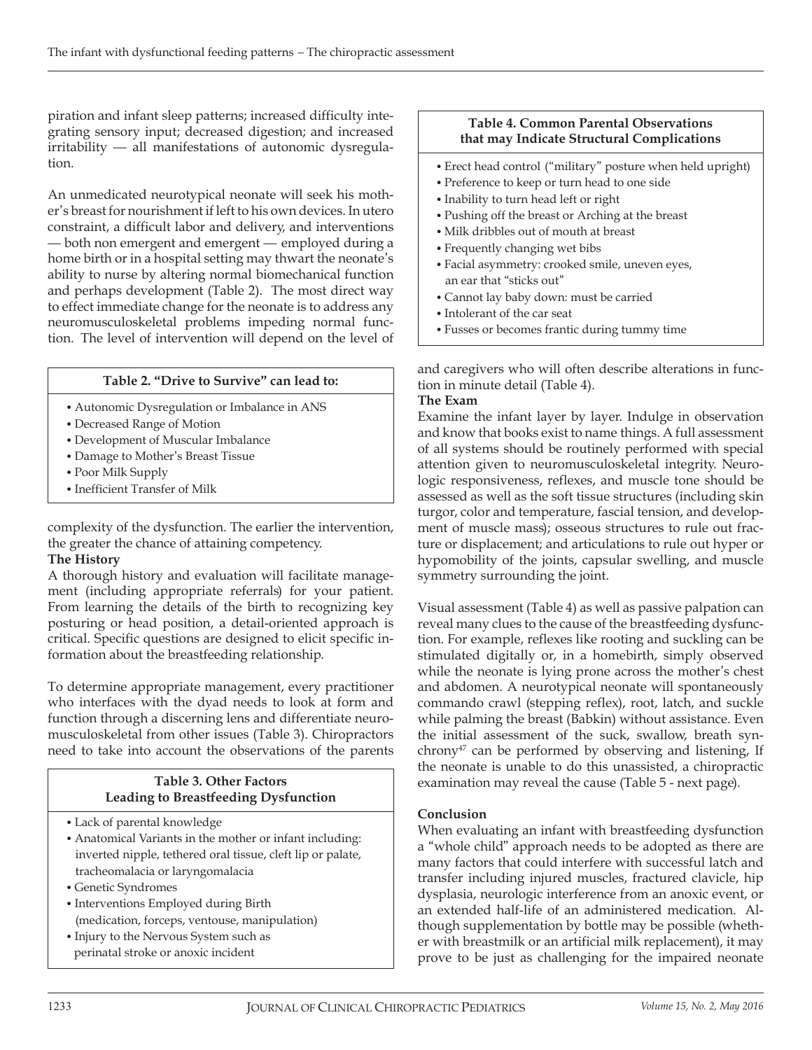piration and infant sleep patterns; increased difficulty integrating sensory input; decreased digestion; and increased irritability — all manifestations of autonomic dysregulation.

An unmedicated neurotypical neonate will seek his mother's breast for nourishment if left to his own devices. In utero constraint, a difficult labor and delivery, and interventions — both non emergent and emergent — employed during a home birth or in a hospital setting may thwart the neonate's ability to nurse by altering normal biomechanical function and perhaps development (Table 2). The most direct way to effect immediate change for the neonate is to address any neuromusculoskeletal problems impeding normal function. The level of intervention will depend on the level of complexity of the dysfunction. The earlier the intervention, the greater the chance of attaining competency.

| Table 2. "Drive to Survive" can lead to: |
|---|
| • Autonomic Dysregulation or Imbalance in ANS |
| • Decreased Range of Motion |
| • Development of Muscular Imbalance |
| • Damage to Mother's Breast Tissue |
| • Poor Milk Supply |
| • Inefficient Transfer of Milk |

**The History**

A thorough history and evaluation will facilitate management (including appropriate referrals) for your patient. From learning the details of the birth to recognizing key posturing or head position, a detail-oriented approach is critical. Specific questions are designed to elicit specific information about the breastfeeding relationship.

To determine appropriate management, every practitioner who interfaces with the dyad needs to look at form and function through a discerning lens and differentiate neuromusculoskeletal from other issues (Table 3). Chiropractors need to take into account the observations of the parents and caregivers who will often describe alterations in function in minute detail (Table 4).

| Table 3. Other Factors Leading to Breastfeeding Dysfunction |
|---|
| • Lack of parental knowledge |
| • Anatomical Variants in the mother or infant including: inverted nipple, tethered oral tissue, cleft lip or palate, tracheomalacia or laryngomalacia |
| • Genetic Syndromes |
| • Interventions Employed during Birth (medication, forceps, ventouse, manipulation) |
| • Injury to the Nervous System such as perinatal stroke or anoxic incident |

| Table 4. Common Parental Observations that may Indicate Structural Complications |
|---|
| • Erect head control ("military" posture when held upright) |
| • Preference to keep or turn head to one side |
| • Inability to turn head left or right |
| • Pushing off the breast or Arching at the breast |
| • Milk dribbles out of mouth at breast |
| • Frequently changing wet bibs |
| • Facial asymmetry: crooked smile, uneven eyes, an ear that "sticks out" |
| • Cannot lay baby down: must be carried |
| • Intolerant of the car seat |
| • Fusses or becomes frantic during tummy time |

**The Exam**

Examine the infant layer by layer. Indulge in observation and know that books exist to name things. A full assessment of all systems should be routinely performed with special attention given to neuromusculoskeletal integrity. Neurologic responsiveness, reflexes, and muscle tone should be assessed as well as the soft tissue structures (including skin turgor, color and temperature, fascial tension, and development of muscle mass); osseous structures to rule out fracture or displacement; and articulations to rule out hyper or hypomobility of the joints, capsular swelling, and muscle symmetry surrounding the joint.

Visual assessment (Table 4) as well as passive palpation can reveal many clues to the cause of the breastfeeding dysfunction. For example, reflexes like rooting and suckling can be stimulated digitally or, in a homebirth, simply observed while the neonate is lying prone across the mother's chest and abdomen. A neurotypical neonate will spontaneously commando crawl (stepping reflex), root, latch, and suckle while palming the breast (Babkin) without assistance. Even the initial assessment of the suck, swallow, breath synchrony[47] can be performed by observing and listening, If the neonate is unable to do this unassisted, a chiropractic examination may reveal the cause (Table 5 - next page).

**Conclusion**

When evaluating an infant with breastfeeding dysfunction a "whole child" approach needs to be adopted as there are many factors that could interfere with successful latch and transfer including injured muscles, fractured clavicle, hip dysplasia, neurologic interference from an anoxic event, or an extended half-life of an administered medication. Although supplementation by bottle may be possible (whether with breastmilk or an artificial milk replacement), it may prove to be just as challenging for the impaired neonate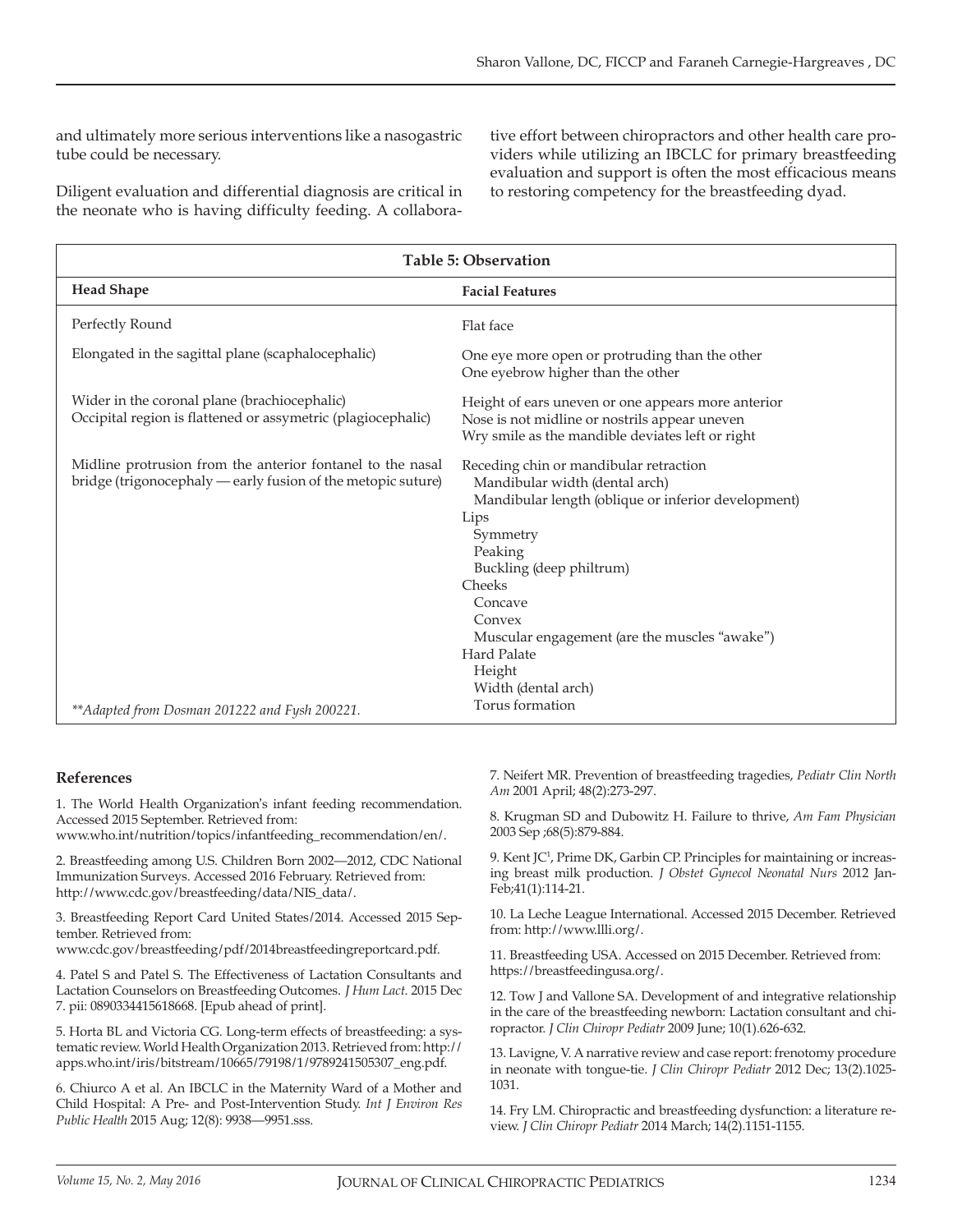and ultimately more serious interventions like a nasogastric tube could be necessary.

Diligent evaluation and differential diagnosis are critical in the neonate who is having difficulty feeding. A collaborative effort between chiropractors and other health care providers while utilizing an IBCLC for primary breastfeeding evaluation and support is often the most efficacious means to restoring competency for the breastfeeding dyad.

**Table 5: Observation**

| Head Shape | Facial Features |
|---|---|
| Perfectly Round | Flat face |
| Elongated in the sagittal plane (scaphalocephalic) | One eye more open or protruding than the other<br>One eyebrow higher than the other |
| Wider in the coronal plane (brachiocephalic)<br>Occipital region is flattened or assymetric (plagiocephalic) | Height of ears uneven or one appears more anterior<br>Nose is not midline or nostrils appear uneven<br>Wry smile as the mandible deviates left or right |
| Midline protrusion from the anterior fontanel to the nasal bridge (trigonocephaly — early fusion of the metopic suture) | Receding chin or mandibular retraction<br>Mandibular width (dental arch)<br>Mandibular length (oblique or inferior development)<br>Lips<br>Symmetry<br>Peaking<br>Buckling (deep philtrum)<br>Cheeks<br>Concave<br>Convex<br>Muscular engagement (are the muscles "awake")<br>Hard Palate<br>Height<br>Width (dental arch)<br>Torus formation |

*\*\*Adapted from Dosman 201222 and Fysh 200221.*

### References

1. The World Health Organization's infant feeding recommendation. Accessed 2015 September. Retrieved from: www.who.int/nutrition/topics/infantfeeding_recommendation/en/.

2. Breastfeeding among U.S. Children Born 2002—2012, CDC National Immunization Surveys. Accessed 2016 February. Retrieved from: http://www.cdc.gov/breastfeeding/data/NIS_data/.

3. Breastfeeding Report Card United States/2014. Accessed 2015 September. Retrieved from: www.cdc.gov/breastfeeding/pdf/2014breastfeedingreportcard.pdf.

4. Patel S and Patel S. The Effectiveness of Lactation Consultants and Lactation Counselors on Breastfeeding Outcomes. *J Hum Lact.* 2015 Dec 7. pii: 0890334415618668. [Epub ahead of print].

5. Horta BL and Victoria CG. Long-term effects of breastfeeding: a systematic review. World Health Organization 2013. Retrieved from: http://apps.who.int/iris/bitstream/10665/79198/1/9789241505307_eng.pdf.

6. Chiurco A et al. An IBCLC in the Maternity Ward of a Mother and Child Hospital: A Pre- and Post-Intervention Study. *Int J Environ Res Public Health* 2015 Aug; 12(8): 9938—9951.sss.

7. Neifert MR. Prevention of breastfeeding tragedies, *Pediatr Clin North Am* 2001 April; 48(2):273-297.

8. Krugman SD and Dubowitz H. Failure to thrive, *Am Fam Physician* 2003 Sep ;68(5):879-884.

9. Kent JC[1], Prime DK, Garbin CP. Principles for maintaining or increasing breast milk production. *J Obstet Gynecol Neonatal Nurs* 2012 Jan-Feb;41(1):114-21.

10. La Leche League International. Accessed 2015 December. Retrieved from: http://www.llli.org/.

11. Breastfeeding USA. Accessed on 2015 December. Retrieved from: https://breastfeedingusa.org/.

12. Tow J and Vallone SA. Development of and integrative relationship in the care of the breastfeeding newborn: Lactation consultant and chiropractor. *J Clin Chiropr Pediatr* 2009 June; 10(1).626-632.

13. Lavigne, V. A narrative review and case report: frenotomy procedure in neonate with tongue-tie. *J Clin Chiropr Pediatr* 2012 Dec; 13(2).1025-1031.

14. Fry LM. Chiropractic and breastfeeding dysfunction: a literature review. *J Clin Chiropr Pediatr* 2014 March; 14(2).1151-1155.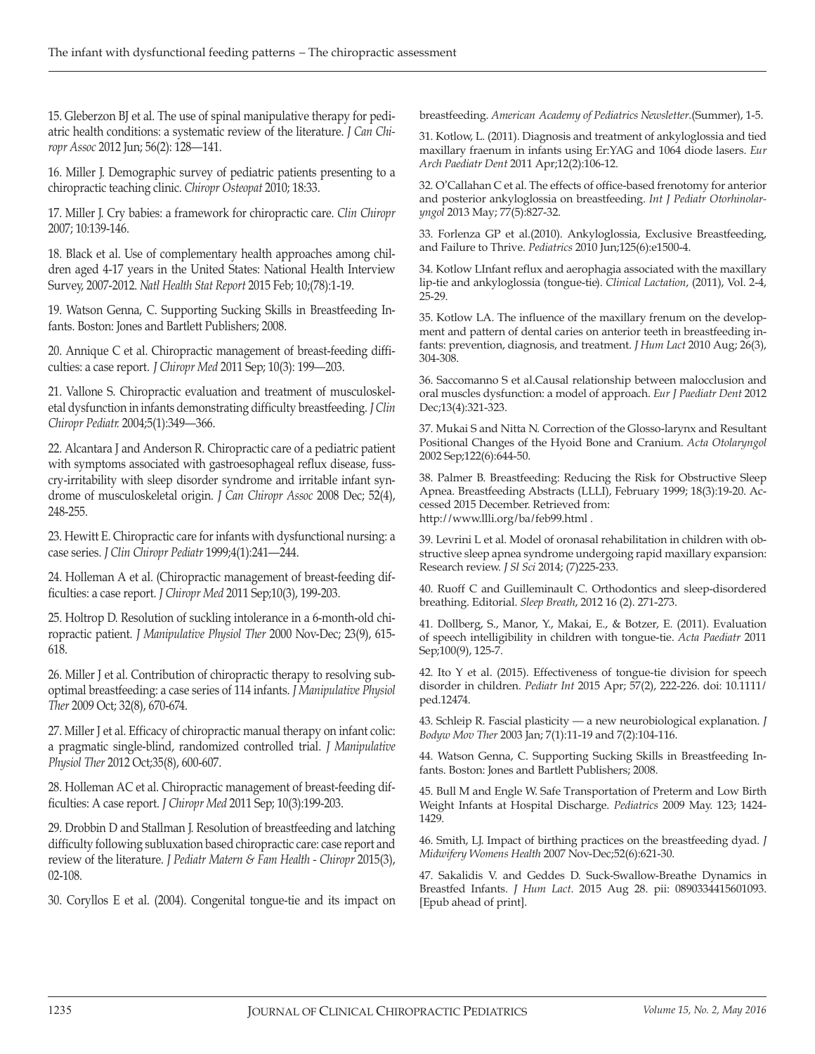15. Gleberzon BJ et al. The use of spinal manipulative therapy for pediatric health conditions: a systematic review of the literature. *J Can Chiropr Assoc* 2012 Jun; 56(2): 128—141.

16. Miller J. Demographic survey of pediatric patients presenting to a chiropractic teaching clinic. *Chiropr Osteopat* 2010; 18:33.

17. Miller J. Cry babies: a framework for chiropractic care. *Clin Chiropr* 2007; 10:139-146.

18. Black et al. Use of complementary health approaches among children aged 4-17 years in the United States: National Health Interview Survey, 2007-2012. *Natl Health Stat Report* 2015 Feb; 10;(78):1-19.

19. Watson Genna, C. Supporting Sucking Skills in Breastfeeding Infants. Boston: Jones and Bartlett Publishers; 2008.

20. Annique C et al. Chiropractic management of breast-feeding difficulties: a case report. *J Chiropr Med* 2011 Sep; 10(3): 199—203.

21. Vallone S. Chiropractic evaluation and treatment of musculoskeletal dysfunction in infants demonstrating difficulty breastfeeding. *J Clin Chiropr Pediatr.* 2004;5(1):349—366.

22. Alcantara J and Anderson R. Chiropractic care of a pediatric patient with symptoms associated with gastroesophageal reflux disease, fuss-cry-irritability with sleep disorder syndrome and irritable infant syndrome of musculoskeletal origin. *J Can Chiropr Assoc* 2008 Dec; 52(4), 248-255.

23. Hewitt E. Chiropractic care for infants with dysfunctional nursing: a case series. *J Clin Chiropr Pediatr* 1999;4(1):241—244.

24. Holleman A et al. (Chiropractic management of breast-feeding difficulties: a case report. *J Chiropr Med* 2011 Sep;10(3), 199-203.

25. Holtrop D. Resolution of suckling intolerance in a 6-month-old chiropractic patient. *J Manipulative Physiol Ther* 2000 Nov-Dec; 23(9), 615-618.

26. Miller J et al. Contribution of chiropractic therapy to resolving suboptimal breastfeeding: a case series of 114 infants. *J Manipulative Physiol Ther* 2009 Oct; 32(8), 670-674.

27. Miller J et al. Efficacy of chiropractic manual therapy on infant colic: a pragmatic single-blind, randomized controlled trial. *J Manipulative Physiol Ther* 2012 Oct;35(8), 600-607.

28. Holleman AC et al. Chiropractic management of breast-feeding difficulties: A case report. *J Chiropr Med* 2011 Sep; 10(3):199-203.

29. Drobbin D and Stallman J. Resolution of breastfeeding and latching difficulty following subluxation based chiropractic care: case report and review of the literature. *J Pediatr Matern & Fam Health - Chiropr* 2015(3), 02-108.

30. Coryllos E et al. (2004). Congenital tongue-tie and its impact on breastfeeding. *American Academy of Pediatrics Newsletter.*(Summer), 1-5.

31. Kotlow, L. (2011). Diagnosis and treatment of ankyloglossia and tied maxillary fraenum in infants using Er:YAG and 1064 diode lasers. *Eur Arch Paediatr Dent* 2011 Apr;12(2):106-12.

32. O'Callahan C et al. The effects of office-based frenotomy for anterior and posterior ankyloglossia on breastfeeding. *Int J Pediatr Otorhinolaryngol* 2013 May; 77(5):827-32.

33. Forlenza GP et al.(2010). Ankyloglossia, Exclusive Breastfeeding, and Failure to Thrive. *Pediatrics* 2010 Jun;125(6):e1500-4.

34. Kotlow LInfant reflux and aerophagia associated with the maxillary lip-tie and ankyloglossia (tongue-tie). *Clinical Lactation*, (2011), Vol. 2-4, 25-29.

35. Kotlow LA. The influence of the maxillary frenum on the development and pattern of dental caries on anterior teeth in breastfeeding infants: prevention, diagnosis, and treatment. *J Hum Lact* 2010 Aug; 26(3), 304-308.

36. Saccomanno S et al.Causal relationship between malocclusion and oral muscles dysfunction: a model of approach. *Eur J Paediatr Dent* 2012 Dec;13(4):321-323.

37. Mukai S and Nitta N. Correction of the Glosso-larynx and Resultant Positional Changes of the Hyoid Bone and Cranium. *Acta Otolaryngol* 2002 Sep;122(6):644-50.

38. Palmer B. Breastfeeding: Reducing the Risk for Obstructive Sleep Apnea. Breastfeeding Abstracts (LLLI), February 1999; 18(3):19-20. Accessed 2015 December. Retrieved from: http://www.llli.org/ba/feb99.html .

39. Levrini L et al. Model of oronasal rehabilitation in children with obstructive sleep apnea syndrome undergoing rapid maxillary expansion: Research review. *J Sl Sci* 2014; (7)225-233.

40. Ruoff C and Guilleminault C. Orthodontics and sleep-disordered breathing. Editorial. *Sleep Breath*, 2012 16 (2). 271-273.

41. Dollberg, S., Manor, Y., Makai, E., & Botzer, E. (2011). Evaluation of speech intelligibility in children with tongue-tie. *Acta Paediatr* 2011 Sep;100(9), 125-7.

42. Ito Y et al. (2015). Effectiveness of tongue-tie division for speech disorder in children. *Pediatr Int* 2015 Apr; 57(2), 222-226. doi: 10.1111/ped.12474.

43. Schleip R. Fascial plasticity — a new neurobiological explanation. *J Bodyw Mov Ther* 2003 Jan; 7(1):11-19 and 7(2):104-116.

44. Watson Genna, C. Supporting Sucking Skills in Breastfeeding Infants. Boston: Jones and Bartlett Publishers; 2008.

45. Bull M and Engle W. Safe Transportation of Preterm and Low Birth Weight Infants at Hospital Discharge. *Pediatrics* 2009 May. 123; 1424-1429.

46. Smith, LJ. Impact of birthing practices on the breastfeeding dyad. *J Midwifery Womens Health* 2007 Nov-Dec;52(6):621-30.

47. Sakalidis V. and Geddes D. Suck-Swallow-Breathe Dynamics in Breastfed Infants. *J Hum Lact*. 2015 Aug 28. pii: 0890334415601093. [Epub ahead of print].